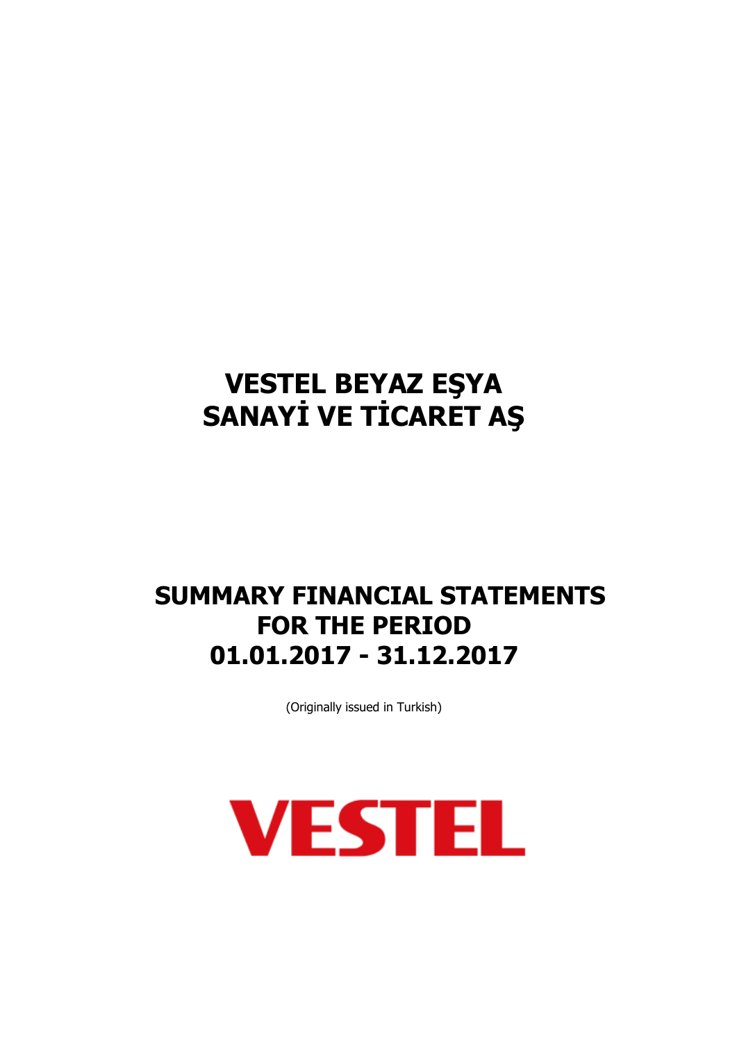# VESTEL BEYAZ EŞYA SANAYİ VE TİCARET AŞ

# SUMMARY FINANCIAL STATEMENTS FOR THE PERIOD 01.01.2017 - 31.12.2017

(Originally issued in Turkish)

VESTEL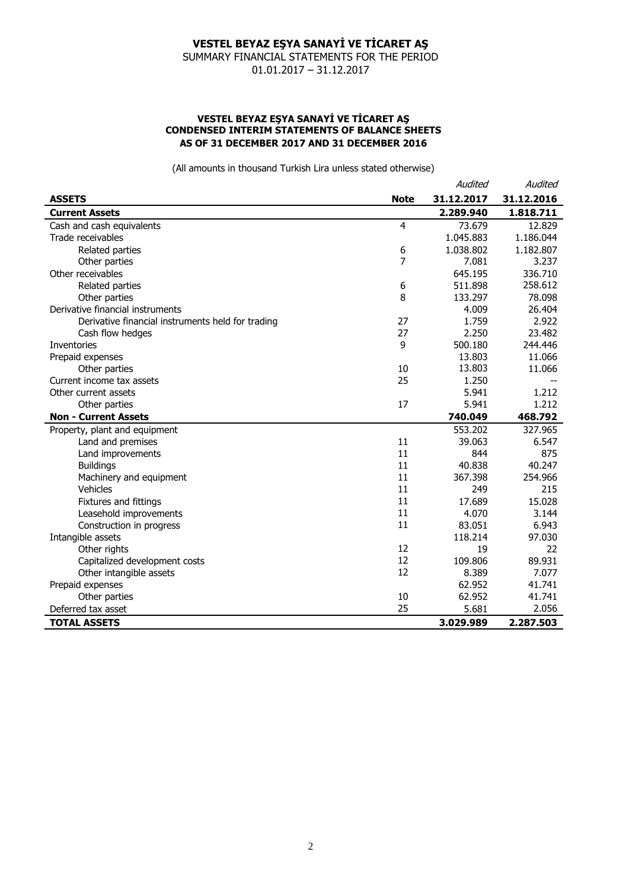# VESTEL BEYAZ EŞYA SANAYİ VE TİCARET AŞ

SUMMARY FINANCIAL STATEMENTS FOR THE PERIOD
01.01.2017 – 31.12.2017

## VESTEL BEYAZ EŞYA SANAYİ VE TİCARET AŞ
## CONDENSED INTERIM STATEMENTS OF BALANCE SHEETS
## AS OF 31 DECEMBER 2017 AND 31 DECEMBER 2016

(All amounts in thousand Turkish Lira unless stated otherwise)

| | | *Audited* | *Audited* |
|---|---|---|---|
| **ASSETS** | **Note** | **31.12.2017** | **31.12.2016** |
| **Current Assets** | | **2.289.940** | **1.818.711** |
| Cash and cash equivalents | 4 | 73.679 | 12.829 |
| Trade receivables | | 1.045.883 | 1.186.044 |
| Related parties | 6 | 1.038.802 | 1.182.807 |
| Other parties | 7 | 7.081 | 3.237 |
| Other receivables | | 645.195 | 336.710 |
| Related parties | 6 | 511.898 | 258.612 |
| Other parties | 8 | 133.297 | 78.098 |
| Derivative financial instruments | | 4.009 | 26.404 |
| Derivative financial instruments held for trading | 27 | 1.759 | 2.922 |
| Cash flow hedges | 27 | 2.250 | 23.482 |
| Inventories | 9 | 500.180 | 244.446 |
| Prepaid expenses | | 13.803 | 11.066 |
| Other parties | 10 | 13.803 | 11.066 |
| Current income tax assets | 25 | 1.250 | -- |
| Other current assets | | 5.941 | 1.212 |
| Other parties | 17 | 5.941 | 1.212 |
| **Non - Current Assets** | | **740.049** | **468.792** |
| Property, plant and equipment | | 553.202 | 327.965 |
| Land and premises | 11 | 39.063 | 6.547 |
| Land improvements | 11 | 844 | 875 |
| Buildings | 11 | 40.838 | 40.247 |
| Machinery and equipment | 11 | 367.398 | 254.966 |
| Vehicles | 11 | 249 | 215 |
| Fixtures and fittings | 11 | 17.689 | 15.028 |
| Leasehold improvements | 11 | 4.070 | 3.144 |
| Construction in progress | 11 | 83.051 | 6.943 |
| Intangible assets | | 118.214 | 97.030 |
| Other rights | 12 | 19 | 22 |
| Capitalized development costs | 12 | 109.806 | 89.931 |
| Other intangible assets | 12 | 8.389 | 7.077 |
| Prepaid expenses | | 62.952 | 41.741 |
| Other parties | 10 | 62.952 | 41.741 |
| Deferred tax asset | 25 | 5.681 | 2.056 |
| **TOTAL ASSETS** | | **3.029.989** | **2.287.503** |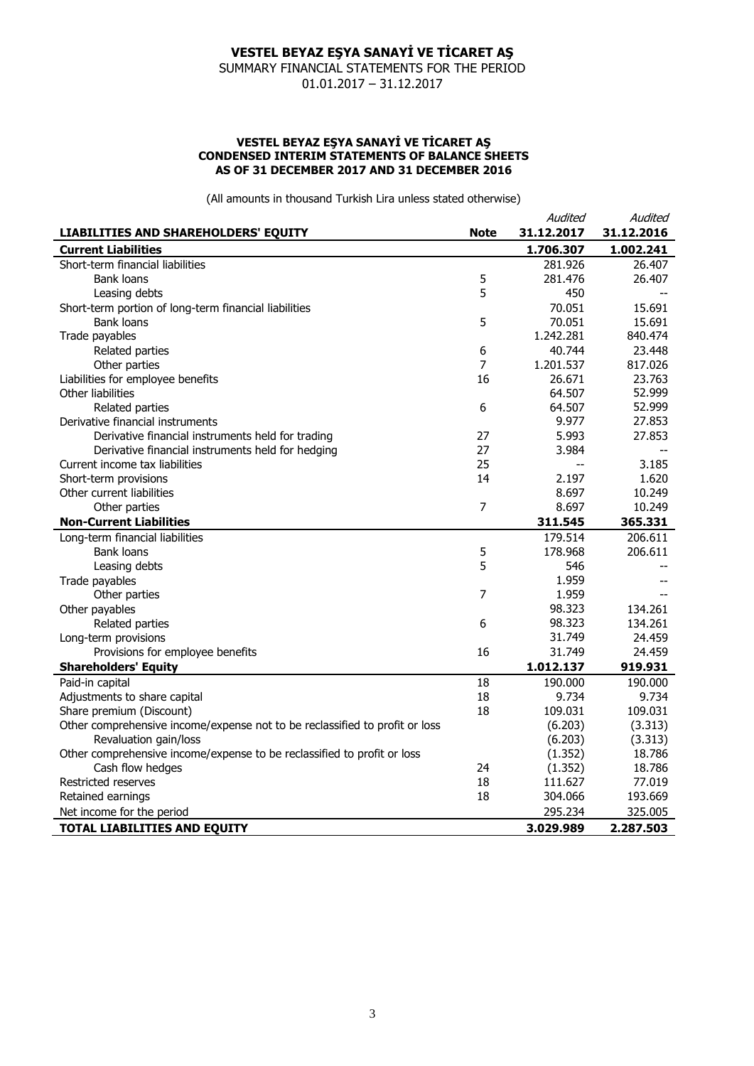# VESTEL BEYAZ EŞYA SANAYİ VE TİCARET AŞ

SUMMARY FINANCIAL STATEMENTS FOR THE PERIOD
01.01.2017 – 31.12.2017

**VESTEL BEYAZ EŞYA SANAYİ VE TİCARET AŞ**
**CONDENSED INTERIM STATEMENTS OF BALANCE SHEETS**
**AS OF 31 DECEMBER 2017 AND 31 DECEMBER 2016**

(All amounts in thousand Turkish Lira unless stated otherwise)

| LIABILITIES AND SHAREHOLDERS' EQUITY | Note | *Audited* 31.12.2017 | *Audited* 31.12.2016 |
|---|---|---|---|
| **Current Liabilities** | | **1.706.307** | **1.002.241** |
| Short-term financial liabilities | | 281.926 | 26.407 |
| Bank loans | 5 | 281.476 | 26.407 |
| Leasing debts | 5 | 450 | -- |
| Short-term portion of long-term financial liabilities | | 70.051 | 15.691 |
| Bank loans | 5 | 70.051 | 15.691 |
| Trade payables | | 1.242.281 | 840.474 |
| Related parties | 6 | 40.744 | 23.448 |
| Other parties | 7 | 1.201.537 | 817.026 |
| Liabilities for employee benefits | 16 | 26.671 | 23.763 |
| Other liabilities | | 64.507 | 52.999 |
| Related parties | 6 | 64.507 | 52.999 |
| Derivative financial instruments | | 9.977 | 27.853 |
| Derivative financial instruments held for trading | 27 | 5.993 | 27.853 |
| Derivative financial instruments held for hedging | 27 | 3.984 | -- |
| Current income tax liabilities | 25 | -- | 3.185 |
| Short-term provisions | 14 | 2.197 | 1.620 |
| Other current liabilities | | 8.697 | 10.249 |
| Other parties | 7 | 8.697 | 10.249 |
| **Non-Current Liabilities** | | **311.545** | **365.331** |
| Long-term financial liabilities | | 179.514 | 206.611 |
| Bank loans | 5 | 178.968 | 206.611 |
| Leasing debts | 5 | 546 | -- |
| Trade payables | | 1.959 | -- |
| Other parties | 7 | 1.959 | -- |
| Other payables | | 98.323 | 134.261 |
| Related parties | 6 | 98.323 | 134.261 |
| Long-term provisions | | 31.749 | 24.459 |
| Provisions for employee benefits | 16 | 31.749 | 24.459 |
| **Shareholders' Equity** | | **1.012.137** | **919.931** |
| Paid-in capital | 18 | 190.000 | 190.000 |
| Adjustments to share capital | 18 | 9.734 | 9.734 |
| Share premium (Discount) | 18 | 109.031 | 109.031 |
| Other comprehensive income/expense not to be reclassified to profit or loss | | (6.203) | (3.313) |
| Revaluation gain/loss | | (6.203) | (3.313) |
| Other comprehensive income/expense to be reclassified to profit or loss | | (1.352) | 18.786 |
| Cash flow hedges | 24 | (1.352) | 18.786 |
| Restricted reserves | 18 | 111.627 | 77.019 |
| Retained earnings | 18 | 304.066 | 193.669 |
| Net income for the period | | 295.234 | 325.005 |
| **TOTAL LIABILITIES AND EQUITY** | | **3.029.989** | **2.287.503** |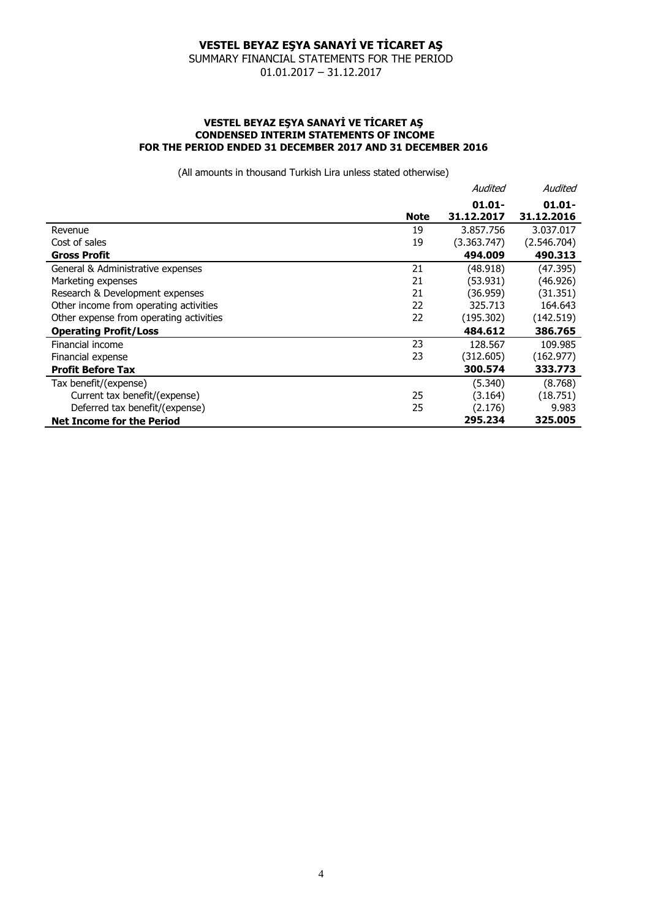# VESTEL BEYAZ EŞYA SANAYİ VE TİCARET AŞ

SUMMARY FINANCIAL STATEMENTS FOR THE PERIOD

01.01.2017 – 31.12.2017

### VESTEL BEYAZ EŞYA SANAYİ VE TİCARET AŞ
### CONDENSED INTERIM STATEMENTS OF INCOME
### FOR THE PERIOD ENDED 31 DECEMBER 2017 AND 31 DECEMBER 2016

(All amounts in thousand Turkish Lira unless stated otherwise)

| | Note | *Audited* 01.01-31.12.2017 | *Audited* 01.01-31.12.2016 |
|---|---|---|---|
| Revenue | 19 | 3.857.756 | 3.037.017 |
| Cost of sales | 19 | (3.363.747) | (2.546.704) |
| **Gross Profit** | | **494.009** | **490.313** |
| General & Administrative expenses | 21 | (48.918) | (47.395) |
| Marketing expenses | 21 | (53.931) | (46.926) |
| Research & Development expenses | 21 | (36.959) | (31.351) |
| Other income from operating activities | 22 | 325.713 | 164.643 |
| Other expense from operating activities | 22 | (195.302) | (142.519) |
| **Operating Profit/Loss** | | **484.612** | **386.765** |
| Financial income | 23 | 128.567 | 109.985 |
| Financial expense | 23 | (312.605) | (162.977) |
| **Profit Before Tax** | | **300.574** | **333.773** |
| Tax benefit/(expense) | | (5.340) | (8.768) |
| Current tax benefit/(expense) | 25 | (3.164) | (18.751) |
| Deferred tax benefit/(expense) | 25 | (2.176) | 9.983 |
| **Net Income for the Period** | | **295.234** | **325.005** |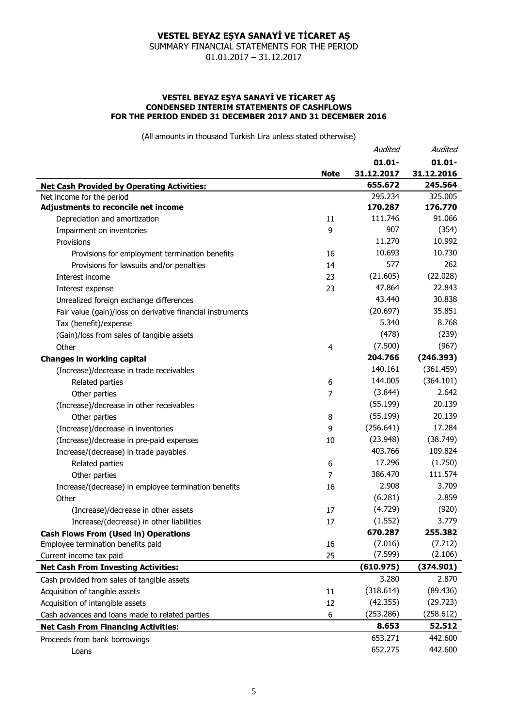# VESTEL BEYAZ EŞYA SANAYİ VE TİCARET AŞ

SUMMARY FINANCIAL STATEMENTS FOR THE PERIOD
01.01.2017 – 31.12.2017

**VESTEL BEYAZ EŞYA SANAYİ VE TİCARET AŞ**
**CONDENSED INTERIM STATEMENTS OF CASHFLOWS**
**FOR THE PERIOD ENDED 31 DECEMBER 2017 AND 31 DECEMBER 2016**

(All amounts in thousand Turkish Lira unless stated otherwise)

| | Note | *Audited* 01.01-31.12.2017 | *Audited* 01.01-31.12.2016 |
|---|---|---|---|
| **Net Cash Provided by Operating Activities:** | | **655.672** | **245.564** |
| Net income for the period | | 295.234 | 325.005 |
| **Adjustments to reconcile net income** | | **170.287** | **176.770** |
| Depreciation and amortization | 11 | 111.746 | 91.066 |
| Impairment on inventories | 9 | 907 | (354) |
| Provisions | | 11.270 | 10.992 |
| Provisions for employment termination benefits | 16 | 10.693 | 10.730 |
| Provisions for lawsuits and/or penalties | 14 | 577 | 262 |
| Interest income | 23 | (21.605) | (22.028) |
| Interest expense | 23 | 47.864 | 22.843 |
| Unrealized foreign exchange differences | | 43.440 | 30.838 |
| Fair value (gain)/loss on derivative financial instruments | | (20.697) | 35.851 |
| Tax (benefit)/expense | | 5.340 | 8.768 |
| (Gain)/loss from sales of tangible assets | | (478) | (239) |
| Other | 4 | (7.500) | (967) |
| **Changes in working capital** | | **204.766** | **(246.393)** |
| (Increase)/decrease in trade receivables | | 140.161 | (361.459) |
| Related parties | 6 | 144.005 | (364.101) |
| Other parties | 7 | (3.844) | 2.642 |
| (Increase)/decrease in other receivables | | (55.199) | 20.139 |
| Other parties | 8 | (55.199) | 20.139 |
| (Increase)/decrease in inventories | 9 | (256.641) | 17.284 |
| (Increase)/decrease in pre-paid expenses | 10 | (23.948) | (38.749) |
| Increase/(decrease) in trade payables | | 403.766 | 109.824 |
| Related parties | 6 | 17.296 | (1.750) |
| Other parties | 7 | 386.470 | 111.574 |
| Increase/(decrease) in employee termination benefits | 16 | 2.908 | 3.709 |
| Other | | (6.281) | 2.859 |
| (Increase)/decrease in other assets | 17 | (4.729) | (920) |
| Increase/(decrease) in other liabilities | 17 | (1.552) | 3.779 |
| **Cash Flows From (Used in) Operations** | | **670.287** | **255.382** |
| Employee termination benefits paid | 16 | (7.016) | (7.712) |
| Current income tax paid | 25 | (7.599) | (2.106) |
| **Net Cash From Investing Activities:** | | **(610.975)** | **(374.901)** |
| Cash provided from sales of tangible assets | | 3.280 | 2.870 |
| Acquisition of tangible assets | 11 | (318.614) | (89.436) |
| Acquisition of intangible assets | 12 | (42.355) | (29.723) |
| Cash advances and loans made to related parties | 6 | (253.286) | (258.612) |
| **Net Cash From Financing Activities:** | | **8.653** | **52.512** |
| Proceeds from bank borrowings | | 653.271 | 442.600 |
| Loans | | 652.275 | 442.600 |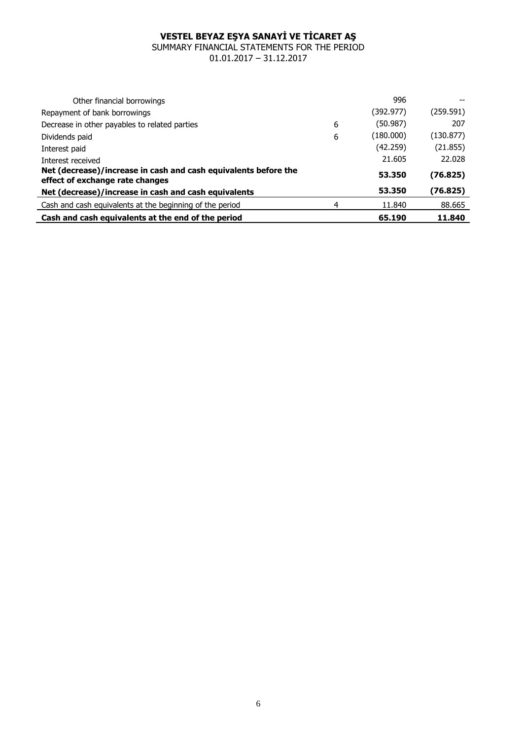**VESTEL BEYAZ EŞYA SANAYİ VE TİCARET AŞ**
SUMMARY FINANCIAL STATEMENTS FOR THE PERIOD
01.01.2017 – 31.12.2017

| | | | |
|---|---|---|---|
| Other financial borrowings | | 996 | -- |
| Repayment of bank borrowings | | (392.977) | (259.591) |
| Decrease in other payables to related parties | 6 | (50.987) | 207 |
| Dividends paid | 6 | (180.000) | (130.877) |
| Interest paid | | (42.259) | (21.855) |
| Interest received | | 21.605 | 22.028 |
| **Net (decrease)/increase in cash and cash equivalents before the effect of exchange rate changes** | | **53.350** | **(76.825)** |
| **Net (decrease)/increase in cash and cash equivalents** | | **53.350** | **(76.825)** |
| Cash and cash equivalents at the beginning of the period | 4 | 11.840 | 88.665 |
| **Cash and cash equivalents at the end of the period** | | **65.190** | **11.840** |